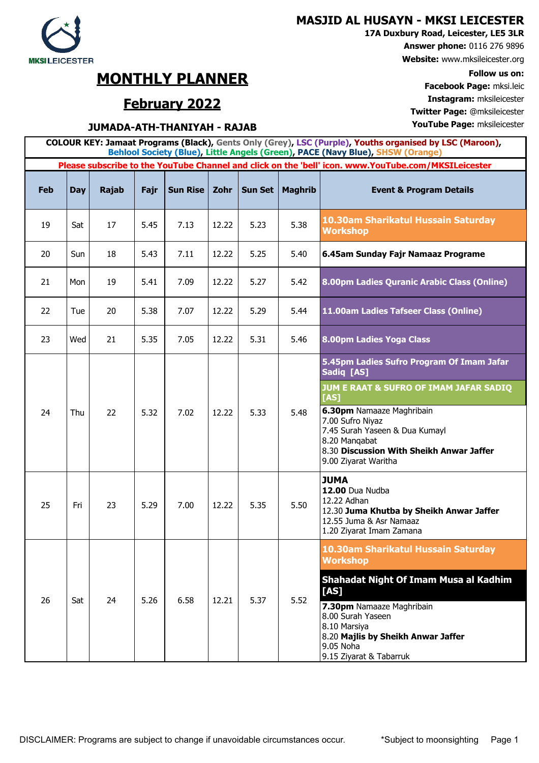MKSI LEICESTER

# MASJID AL HUSAYN - MKSI LEICESTER

**17A Duxbury Road, Leicester, LE5 3LR**
**Answer phone:** 0116 276 9896
**Website:** www.mksileicester.org
**Follow us on:**
**Facebook Page:** mksi.leic
**Instagram:** mksileicester
**Twitter Page:** @mksileicester
**YouTube Page:** mksileicester

# MONTHLY PLANNER

## February 2022

### JUMADA-ATH-THANIYAH - RAJAB

**COLOUR KEY: Jamaat Programs (Black), Gents Only (Grey), LSC (Purple), Youths organised by LSC (Maroon), Behlool Society (Blue), Little Angels (Green), PACE (Navy Blue), SHSW (Orange)**

**Please subscribe to the YouTube Channel and click on the 'bell' icon. www.YouTube.com/MKSILeicester**

| Feb | Day | Rajab | Fajr | Sun Rise | Zohr | Sun Set | Maghrib | Event & Program Details |
|---|---|---|---|---|---|---|---|---|
| 19 | Sat | 17 | 5.45 | 7.13 | 12.22 | 5.23 | 5.38 | **10.30am Sharikatul Hussain Saturday Workshop** |
| 20 | Sun | 18 | 5.43 | 7.11 | 12.22 | 5.25 | 5.40 | **6.45am Sunday Fajr Namaaz Programe** |
| 21 | Mon | 19 | 5.41 | 7.09 | 12.22 | 5.27 | 5.42 | **8.00pm Ladies Quranic Arabic Class (Online)** |
| 22 | Tue | 20 | 5.38 | 7.07 | 12.22 | 5.29 | 5.44 | **11.00am Ladies Tafseer Class (Online)** |
| 23 | Wed | 21 | 5.35 | 7.05 | 12.22 | 5.31 | 5.46 | **8.00pm Ladies Yoga Class** |
| 24 | Thu | 22 | 5.32 | 7.02 | 12.22 | 5.33 | 5.48 | **5.45pm Ladies Sufro Program Of Imam Jafar Sadiq [AS]**<br>**JUM E RAAT & SUFRO OF IMAM JAFAR SADIQ [AS]**<br>**6.30pm** Namaaze Maghribain<br>7.00 Sufro Niyaz<br>7.45 Surah Yaseen & Dua Kumayl<br>8.20 Manqabat<br>8.30 **Discussion With Sheikh Anwar Jaffer**<br>9.00 Ziyarat Waritha |
| 25 | Fri | 23 | 5.29 | 7.00 | 12.22 | 5.35 | 5.50 | **JUMA**<br>**12.00** Dua Nudba<br>12.22 Adhan<br>12.30 **Juma Khutba by Sheikh Anwar Jaffer**<br>12.55 Juma & Asr Namaaz<br>1.20 Ziyarat Imam Zamana |
| 26 | Sat | 24 | 5.26 | 6.58 | 12.21 | 5.37 | 5.52 | **10.30am Sharikatul Hussain Saturday Workshop**<br>**Shahadat Night Of Imam Musa al Kadhim [AS]**<br>**7.30pm** Namaaze Maghribain<br>8.00 Surah Yaseen<br>8.10 Marsiya<br>8.20 **Majlis by Sheikh Anwar Jaffer**<br>9.05 Noha<br>9.15 Ziyarat & Tabarruk |

DISCLAIMER: Programs are subject to change if unavoidable circumstances occur. *Subject to moonsighting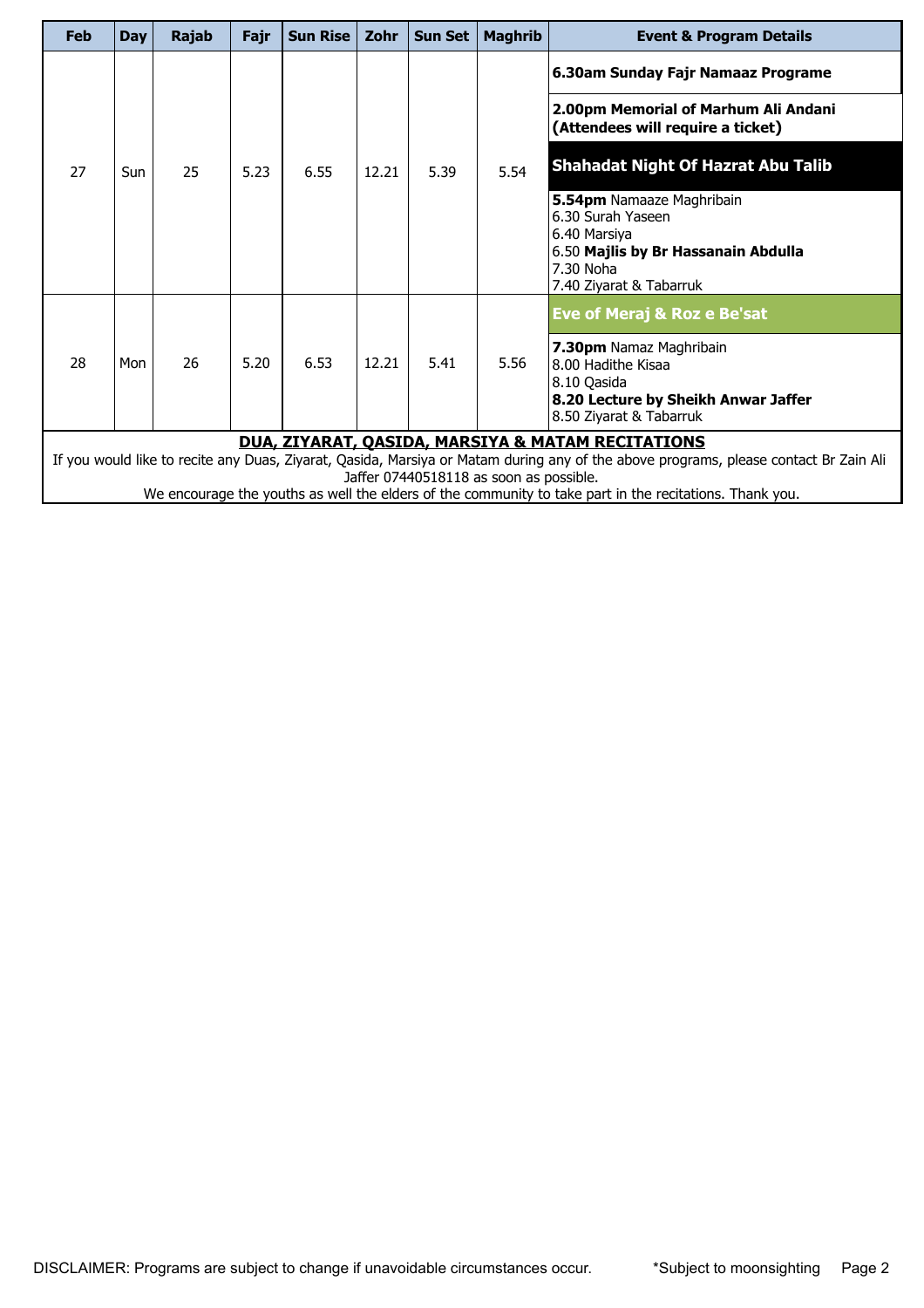| Feb | Day | Rajab | Fajr | Sun Rise | Zohr | Sun Set | Maghrib | Event & Program Details |
|---|---|---|---|---|---|---|---|---|
| 27 | Sun | 25 | 5.23 | 6.55 | 12.21 | 5.39 | 5.54 | **6.30am Sunday Fajr Namaaz Programe**<br>**2.00pm Memorial of Marhum Ali Andani (Attendees will require a ticket)**<br>**Shahadat Night Of Hazrat Abu Talib**<br>**5.54pm** Namaaze Maghribain<br>6.30 Surah Yaseen<br>6.40 Marsiya<br>6.50 **Majlis by Br Hassanain Abdulla**<br>7.30 Noha<br>7.40 Ziyarat & Tabarruk |
| 28 | Mon | 26 | 5.20 | 6.53 | 12.21 | 5.41 | 5.56 | **Eve of Meraj & Roz e Be'sat**<br>**7.30pm** Namaz Maghribain<br>8.00 Hadithe Kisaa<br>8.10 Qasida<br>**8.20 Lecture by Sheikh Anwar Jaffer**<br>8.50 Ziyarat & Tabarruk |

**DUA, ZIYARAT, QASIDA, MARSIYA & MATAM RECITATIONS**

If you would like to recite any Duas, Ziyarat, Qasida, Marsiya or Matam during any of the above programs, please contact Br Zain Ali Jaffer 07440518118 as soon as possible.

We encourage the youths as well the elders of the community to take part in the recitations. Thank you.

DISCLAIMER: Programs are subject to change if unavoidable circumstances occur. *Subject to moonsighting